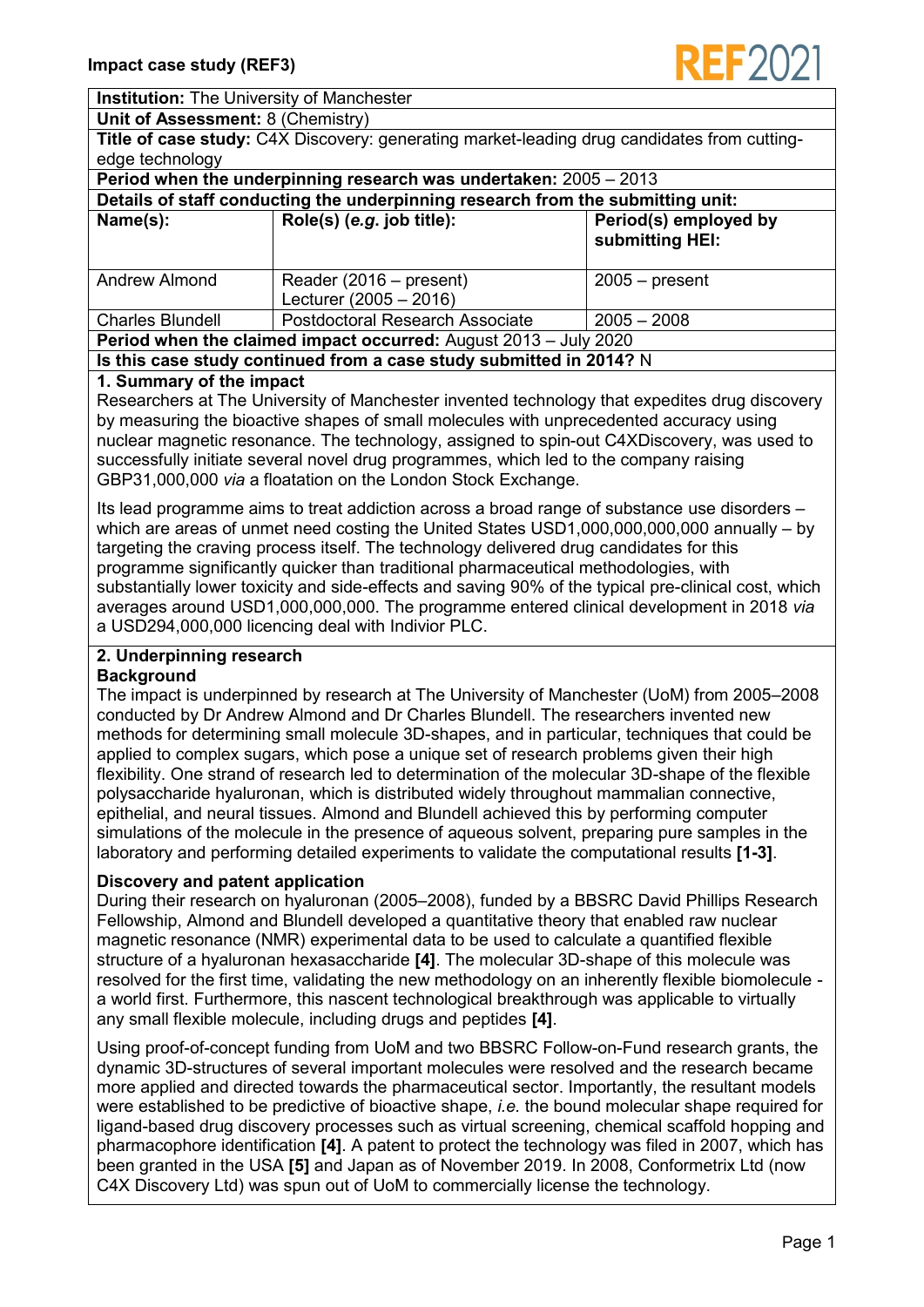**Impact case study (REF3)**

| **Institution:** The University of Manchester | | |
|---|---|---|
| **Unit of Assessment:** 8 (Chemistry) | | |
| **Title of case study:** C4X Discovery: generating market-leading drug candidates from cutting-edge technology | | |
| **Period when the underpinning research was undertaken:** 2005 – 2013 | | |
| **Details of staff conducting the underpinning research from the submitting unit:** | | |
| **Name(s):** | **Role(s) (*e.g.* job title):** | **Period(s) employed by submitting HEI:** |
| Andrew Almond | Reader (2016 – present) Lecturer (2005 – 2016) | 2005 – present |
| Charles Blundell | Postdoctoral Research Associate | 2005 – 2008 |
| **Period when the claimed impact occurred:** August 2013 – July 2020 | | |
| **Is this case study continued from a case study submitted in 2014?** N | | |

## 1. Summary of the impact

Researchers at The University of Manchester invented technology that expedites drug discovery by measuring the bioactive shapes of small molecules with unprecedented accuracy using nuclear magnetic resonance. The technology, assigned to spin-out C4XDiscovery, was used to successfully initiate several novel drug programmes, which led to the company raising GBP31,000,000 *via* a floatation on the London Stock Exchange.

Its lead programme aims to treat addiction across a broad range of substance use disorders – which are areas of unmet need costing the United States USD1,000,000,000,000 annually – by targeting the craving process itself. The technology delivered drug candidates for this programme significantly quicker than traditional pharmaceutical methodologies, with substantially lower toxicity and side-effects and saving 90% of the typical pre-clinical cost, which averages around USD1,000,000,000. The programme entered clinical development in 2018 *via* a USD294,000,000 licencing deal with Indivior PLC.

## 2. Underpinning research

### Background

The impact is underpinned by research at The University of Manchester (UoM) from 2005–2008 conducted by Dr Andrew Almond and Dr Charles Blundell. The researchers invented new methods for determining small molecule 3D-shapes, and in particular, techniques that could be applied to complex sugars, which pose a unique set of research problems given their high flexibility. One strand of research led to determination of the molecular 3D-shape of the flexible polysaccharide hyaluronan, which is distributed widely throughout mammalian connective, epithelial, and neural tissues. Almond and Blundell achieved this by performing computer simulations of the molecule in the presence of aqueous solvent, preparing pure samples in the laboratory and performing detailed experiments to validate the computational results **[1-3]**.

### Discovery and patent application

During their research on hyaluronan (2005–2008), funded by a BBSRC David Phillips Research Fellowship, Almond and Blundell developed a quantitative theory that enabled raw nuclear magnetic resonance (NMR) experimental data to be used to calculate a quantified flexible structure of a hyaluronan hexasaccharide **[4]**. The molecular 3D-shape of this molecule was resolved for the first time, validating the new methodology on an inherently flexible biomolecule - a world first. Furthermore, this nascent technological breakthrough was applicable to virtually any small flexible molecule, including drugs and peptides **[4]**.

Using proof-of-concept funding from UoM and two BBSRC Follow-on-Fund research grants, the dynamic 3D-structures of several important molecules were resolved and the research became more applied and directed towards the pharmaceutical sector. Importantly, the resultant models were established to be predictive of bioactive shape, *i.e.* the bound molecular shape required for ligand-based drug discovery processes such as virtual screening, chemical scaffold hopping and pharmacophore identification **[4]**. A patent to protect the technology was filed in 2007, which has been granted in the USA **[5]** and Japan as of November 2019. In 2008, Conformetrix Ltd (now C4X Discovery Ltd) was spun out of UoM to commercially license the technology.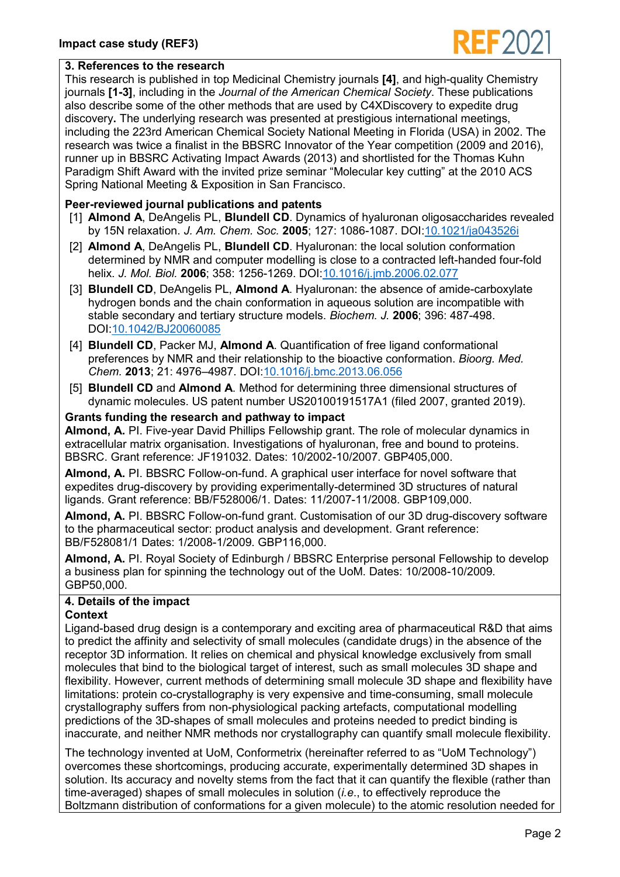## 3. References to the research

This research is published in top Medicinal Chemistry journals **[4]**, and high-quality Chemistry journals **[1-3]**, including in the *Journal of the American Chemical Society*. These publications also describe some of the other methods that are used by C4XDiscovery to expedite drug discovery**.** The underlying research was presented at prestigious international meetings, including the 223rd American Chemical Society National Meeting in Florida (USA) in 2002. The research was twice a finalist in the BBSRC Innovator of the Year competition (2009 and 2016), runner up in BBSRC Activating Impact Awards (2013) and shortlisted for the Thomas Kuhn Paradigm Shift Award with the invited prize seminar "Molecular key cutting" at the 2010 ACS Spring National Meeting & Exposition in San Francisco.

### Peer-reviewed journal publications and patents

[1] **Almond A**, DeAngelis PL, **Blundell CD**. Dynamics of hyaluronan oligosaccharides revealed by 15N relaxation. *J. Am. Chem. Soc.* **2005**; 127: 1086-1087. DOI:10.1021/ja043526i

[2] **Almond A**, DeAngelis PL, **Blundell CD**. Hyaluronan: the local solution conformation determined by NMR and computer modelling is close to a contracted left-handed four-fold helix. *J. Mol. Biol.* **2006**; 358: 1256-1269. DOI:10.1016/j.jmb.2006.02.077

[3] **Blundell CD**, DeAngelis PL, **Almond A**. Hyaluronan: the absence of amide-carboxylate hydrogen bonds and the chain conformation in aqueous solution are incompatible with stable secondary and tertiary structure models. *Biochem. J.* **2006**; 396: 487-498. DOI:10.1042/BJ20060085

[4] **Blundell CD**, Packer MJ, **Almond A**. Quantification of free ligand conformational preferences by NMR and their relationship to the bioactive conformation. *Bioorg. Med. Chem.* **2013**; 21: 4976–4987. DOI:10.1016/j.bmc.2013.06.056

[5] **Blundell CD** and **Almond A**. Method for determining three dimensional structures of dynamic molecules. US patent number US20100191517A1 (filed 2007, granted 2019).

### Grants funding the research and pathway to impact

**Almond, A.** PI. Five-year David Phillips Fellowship grant. The role of molecular dynamics in extracellular matrix organisation. Investigations of hyaluronan, free and bound to proteins. BBSRC. Grant reference: JF191032. Dates: 10/2002-10/2007. GBP405,000.

**Almond, A.** PI. BBSRC Follow-on-fund. A graphical user interface for novel software that expedites drug-discovery by providing experimentally-determined 3D structures of natural ligands. Grant reference: BB/F528006/1. Dates: 11/2007-11/2008. GBP109,000.

**Almond, A.** PI. BBSRC Follow-on-fund grant. Customisation of our 3D drug-discovery software to the pharmaceutical sector: product analysis and development. Grant reference: BB/F528081/1 Dates: 1/2008-1/2009. GBP116,000.

**Almond, A.** PI. Royal Society of Edinburgh / BBSRC Enterprise personal Fellowship to develop a business plan for spinning the technology out of the UoM. Dates: 10/2008-10/2009. GBP50,000.

## 4. Details of the impact

### Context

Ligand-based drug design is a contemporary and exciting area of pharmaceutical R&D that aims to predict the affinity and selectivity of small molecules (candidate drugs) in the absence of the receptor 3D information. It relies on chemical and physical knowledge exclusively from small molecules that bind to the biological target of interest, such as small molecules 3D shape and flexibility. However, current methods of determining small molecule 3D shape and flexibility have limitations: protein co-crystallography is very expensive and time-consuming, small molecule crystallography suffers from non-physiological packing artefacts, computational modelling predictions of the 3D-shapes of small molecules and proteins needed to predict binding is inaccurate, and neither NMR methods nor crystallography can quantify small molecule flexibility.

The technology invented at UoM, Conformetrix (hereinafter referred to as "UoM Technology") overcomes these shortcomings, producing accurate, experimentally determined 3D shapes in solution. Its accuracy and novelty stems from the fact that it can quantify the flexible (rather than time-averaged) shapes of small molecules in solution (*i.e.*, to effectively reproduce the Boltzmann distribution of conformations for a given molecule) to the atomic resolution needed for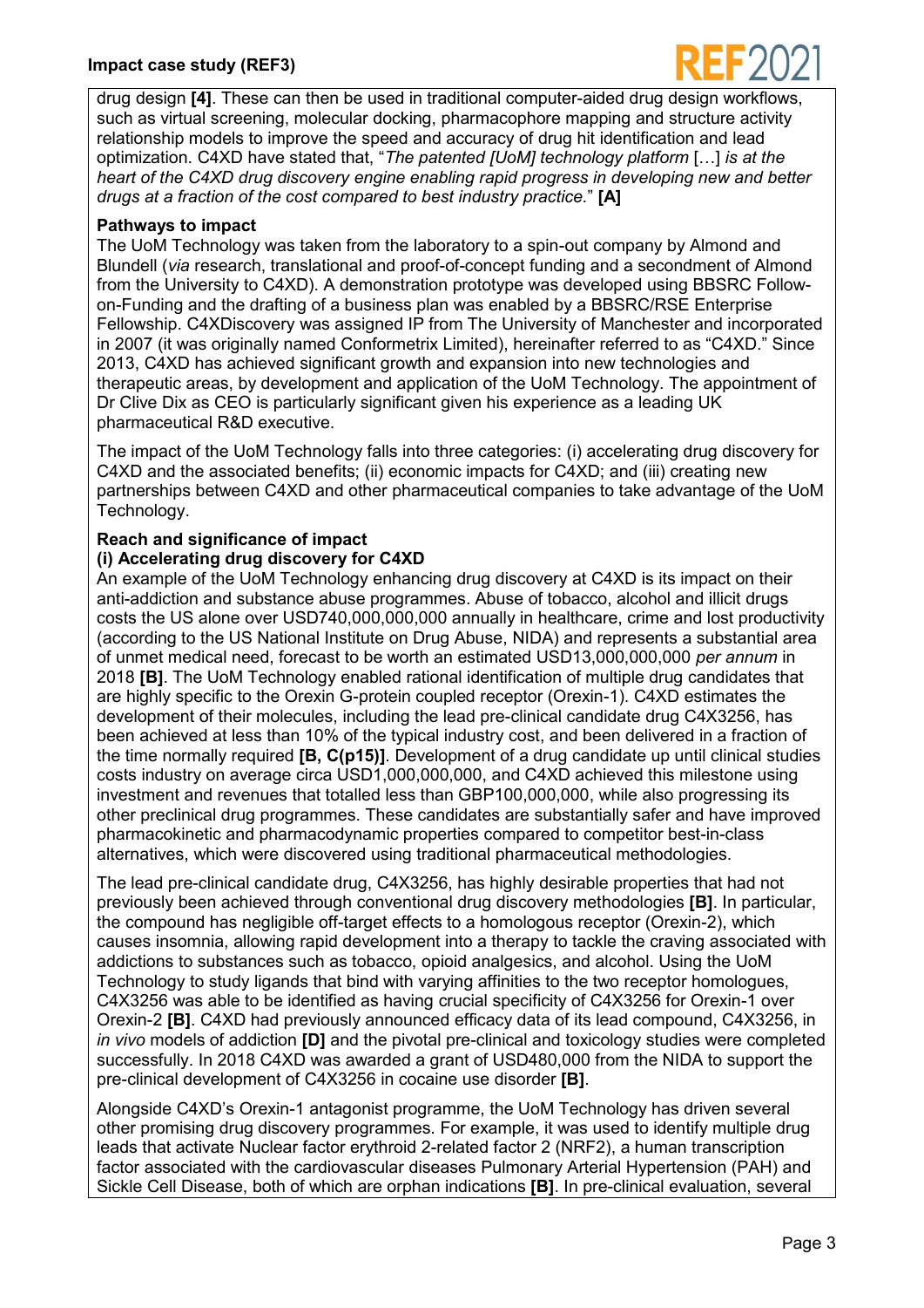drug design **[4]**. These can then be used in traditional computer-aided drug design workflows, such as virtual screening, molecular docking, pharmacophore mapping and structure activity relationship models to improve the speed and accuracy of drug hit identification and lead optimization. C4XD have stated that, "*The patented [UoM] technology platform* […] *is at the heart of the C4XD drug discovery engine enabling rapid progress in developing new and better drugs at a fraction of the cost compared to best industry practice.*" **[A]**

**Pathways to impact**

The UoM Technology was taken from the laboratory to a spin-out company by Almond and Blundell (*via* research, translational and proof-of-concept funding and a secondment of Almond from the University to C4XD). A demonstration prototype was developed using BBSRC Follow-on-Funding and the drafting of a business plan was enabled by a BBSRC/RSE Enterprise Fellowship. C4XDiscovery was assigned IP from The University of Manchester and incorporated in 2007 (it was originally named Conformetrix Limited), hereinafter referred to as "C4XD." Since 2013, C4XD has achieved significant growth and expansion into new technologies and therapeutic areas, by development and application of the UoM Technology. The appointment of Dr Clive Dix as CEO is particularly significant given his experience as a leading UK pharmaceutical R&D executive.

The impact of the UoM Technology falls into three categories: (i) accelerating drug discovery for C4XD and the associated benefits; (ii) economic impacts for C4XD; and (iii) creating new partnerships between C4XD and other pharmaceutical companies to take advantage of the UoM Technology.

**Reach and significance of impact**

**(i) Accelerating drug discovery for C4XD**

An example of the UoM Technology enhancing drug discovery at C4XD is its impact on their anti-addiction and substance abuse programmes. Abuse of tobacco, alcohol and illicit drugs costs the US alone over USD740,000,000,000 annually in healthcare, crime and lost productivity (according to the US National Institute on Drug Abuse, NIDA) and represents a substantial area of unmet medical need, forecast to be worth an estimated USD13,000,000,000 *per annum* in 2018 **[B]**. The UoM Technology enabled rational identification of multiple drug candidates that are highly specific to the Orexin G-protein coupled receptor (Orexin-1). C4XD estimates the development of their molecules, including the lead pre-clinical candidate drug C4X3256, has been achieved at less than 10% of the typical industry cost, and been delivered in a fraction of the time normally required **[B, C(p15)]**. Development of a drug candidate up until clinical studies costs industry on average circa USD1,000,000,000, and C4XD achieved this milestone using investment and revenues that totalled less than GBP100,000,000, while also progressing its other preclinical drug programmes. These candidates are substantially safer and have improved pharmacokinetic and pharmacodynamic properties compared to competitor best-in-class alternatives, which were discovered using traditional pharmaceutical methodologies.

The lead pre-clinical candidate drug, C4X3256, has highly desirable properties that had not previously been achieved through conventional drug discovery methodologies **[B]**. In particular, the compound has negligible off-target effects to a homologous receptor (Orexin-2), which causes insomnia, allowing rapid development into a therapy to tackle the craving associated with addictions to substances such as tobacco, opioid analgesics, and alcohol. Using the UoM Technology to study ligands that bind with varying affinities to the two receptor homologues, C4X3256 was able to be identified as having crucial specificity of C4X3256 for Orexin-1 over Orexin-2 **[B]**. C4XD had previously announced efficacy data of its lead compound, C4X3256, in *in vivo* models of addiction **[D]** and the pivotal pre-clinical and toxicology studies were completed successfully. In 2018 C4XD was awarded a grant of USD480,000 from the NIDA to support the pre-clinical development of C4X3256 in cocaine use disorder **[B]**.

Alongside C4XD's Orexin-1 antagonist programme, the UoM Technology has driven several other promising drug discovery programmes. For example, it was used to identify multiple drug leads that activate Nuclear factor erythroid 2-related factor 2 (NRF2), a human transcription factor associated with the cardiovascular diseases Pulmonary Arterial Hypertension (PAH) and Sickle Cell Disease, both of which are orphan indications **[B]**. In pre-clinical evaluation, several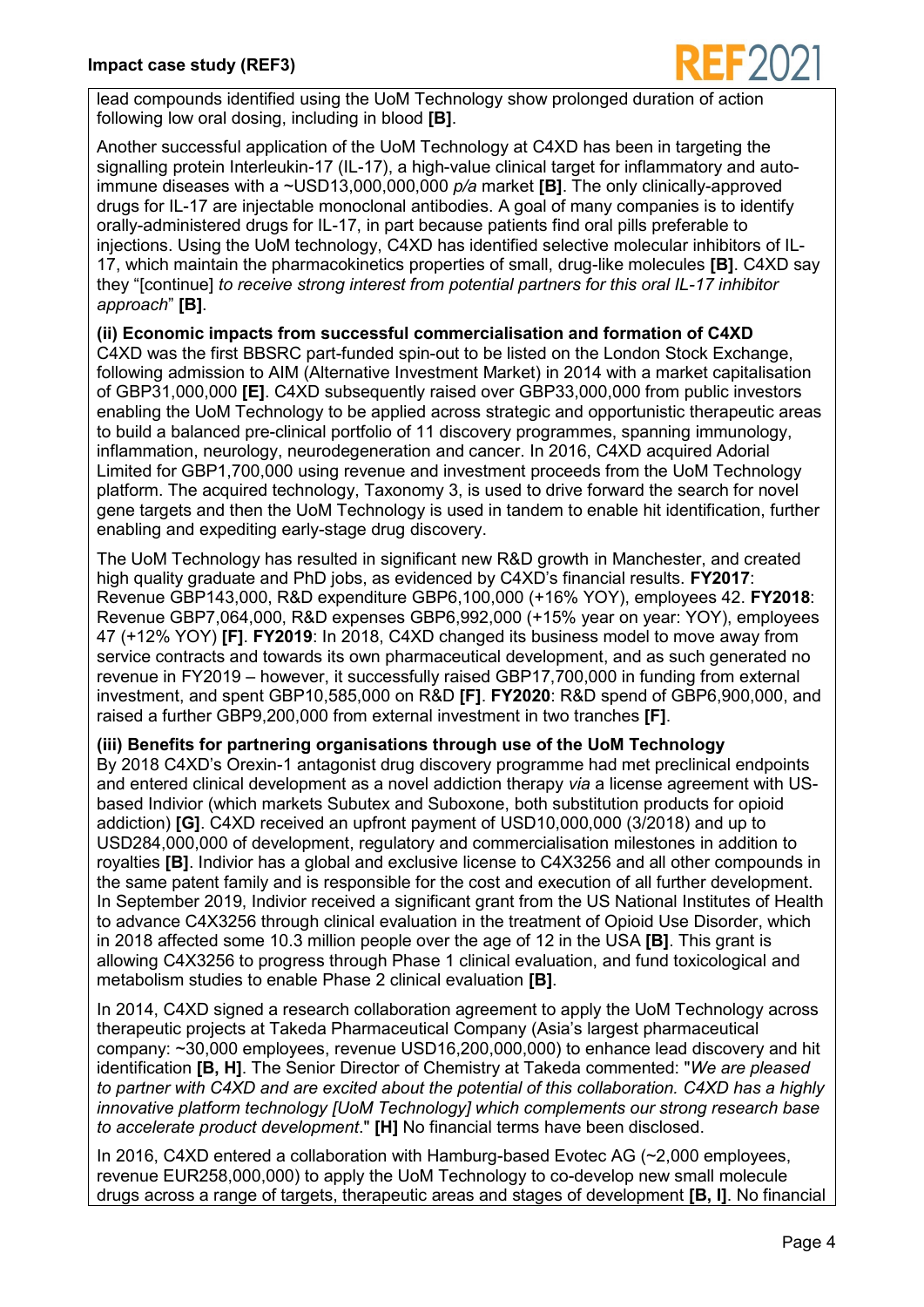lead compounds identified using the UoM Technology show prolonged duration of action following low oral dosing, including in blood **[B]**.

Another successful application of the UoM Technology at C4XD has been in targeting the signalling protein Interleukin-17 (IL-17), a high-value clinical target for inflammatory and auto-immune diseases with a ~USD13,000,000,000 *p/a* market **[B]**. The only clinically-approved drugs for IL-17 are injectable monoclonal antibodies. A goal of many companies is to identify orally-administered drugs for IL-17, in part because patients find oral pills preferable to injections. Using the UoM technology, C4XD has identified selective molecular inhibitors of IL-17, which maintain the pharmacokinetics properties of small, drug-like molecules **[B]**. C4XD say they "[continue] *to receive strong interest from potential partners for this oral IL-17 inhibitor approach*" **[B]**.

**(ii) Economic impacts from successful commercialisation and formation of C4XD**

C4XD was the first BBSRC part-funded spin-out to be listed on the London Stock Exchange, following admission to AIM (Alternative Investment Market) in 2014 with a market capitalisation of GBP31,000,000 **[E]**. C4XD subsequently raised over GBP33,000,000 from public investors enabling the UoM Technology to be applied across strategic and opportunistic therapeutic areas to build a balanced pre-clinical portfolio of 11 discovery programmes, spanning immunology, inflammation, neurology, neurodegeneration and cancer. In 2016, C4XD acquired Adorial Limited for GBP1,700,000 using revenue and investment proceeds from the UoM Technology platform. The acquired technology, Taxonomy 3, is used to drive forward the search for novel gene targets and then the UoM Technology is used in tandem to enable hit identification, further enabling and expediting early-stage drug discovery.

The UoM Technology has resulted in significant new R&D growth in Manchester, and created high quality graduate and PhD jobs, as evidenced by C4XD's financial results. **FY2017**: Revenue GBP143,000, R&D expenditure GBP6,100,000 (+16% YOY), employees 42. **FY2018**: Revenue GBP7,064,000, R&D expenses GBP6,992,000 (+15% year on year: YOY), employees 47 (+12% YOY) **[F]**. **FY2019**: In 2018, C4XD changed its business model to move away from service contracts and towards its own pharmaceutical development, and as such generated no revenue in FY2019 – however, it successfully raised GBP17,700,000 in funding from external investment, and spent GBP10,585,000 on R&D **[F]**. **FY2020**: R&D spend of GBP6,900,000, and raised a further GBP9,200,000 from external investment in two tranches **[F]**.

**(iii) Benefits for partnering organisations through use of the UoM Technology**

By 2018 C4XD's Orexin-1 antagonist drug discovery programme had met preclinical endpoints and entered clinical development as a novel addiction therapy *via* a license agreement with US-based Indivior (which markets Subutex and Suboxone, both substitution products for opioid addiction) **[G]**. C4XD received an upfront payment of USD10,000,000 (3/2018) and up to USD284,000,000 of development, regulatory and commercialisation milestones in addition to royalties **[B]**. Indivior has a global and exclusive license to C4X3256 and all other compounds in the same patent family and is responsible for the cost and execution of all further development. In September 2019, Indivior received a significant grant from the US National Institutes of Health to advance C4X3256 through clinical evaluation in the treatment of Opioid Use Disorder, which in 2018 affected some 10.3 million people over the age of 12 in the USA **[B]**. This grant is allowing C4X3256 to progress through Phase 1 clinical evaluation, and fund toxicological and metabolism studies to enable Phase 2 clinical evaluation **[B]**.

In 2014, C4XD signed a research collaboration agreement to apply the UoM Technology across therapeutic projects at Takeda Pharmaceutical Company (Asia's largest pharmaceutical company: ~30,000 employees, revenue USD16,200,000,000) to enhance lead discovery and hit identification **[B, H]**. The Senior Director of Chemistry at Takeda commented: "*We are pleased to partner with C4XD and are excited about the potential of this collaboration. C4XD has a highly innovative platform technology [UoM Technology] which complements our strong research base to accelerate product development*." **[H]** No financial terms have been disclosed.

In 2016, C4XD entered a collaboration with Hamburg-based Evotec AG (~2,000 employees, revenue EUR258,000,000) to apply the UoM Technology to co-develop new small molecule drugs across a range of targets, therapeutic areas and stages of development **[B, I]**. No financial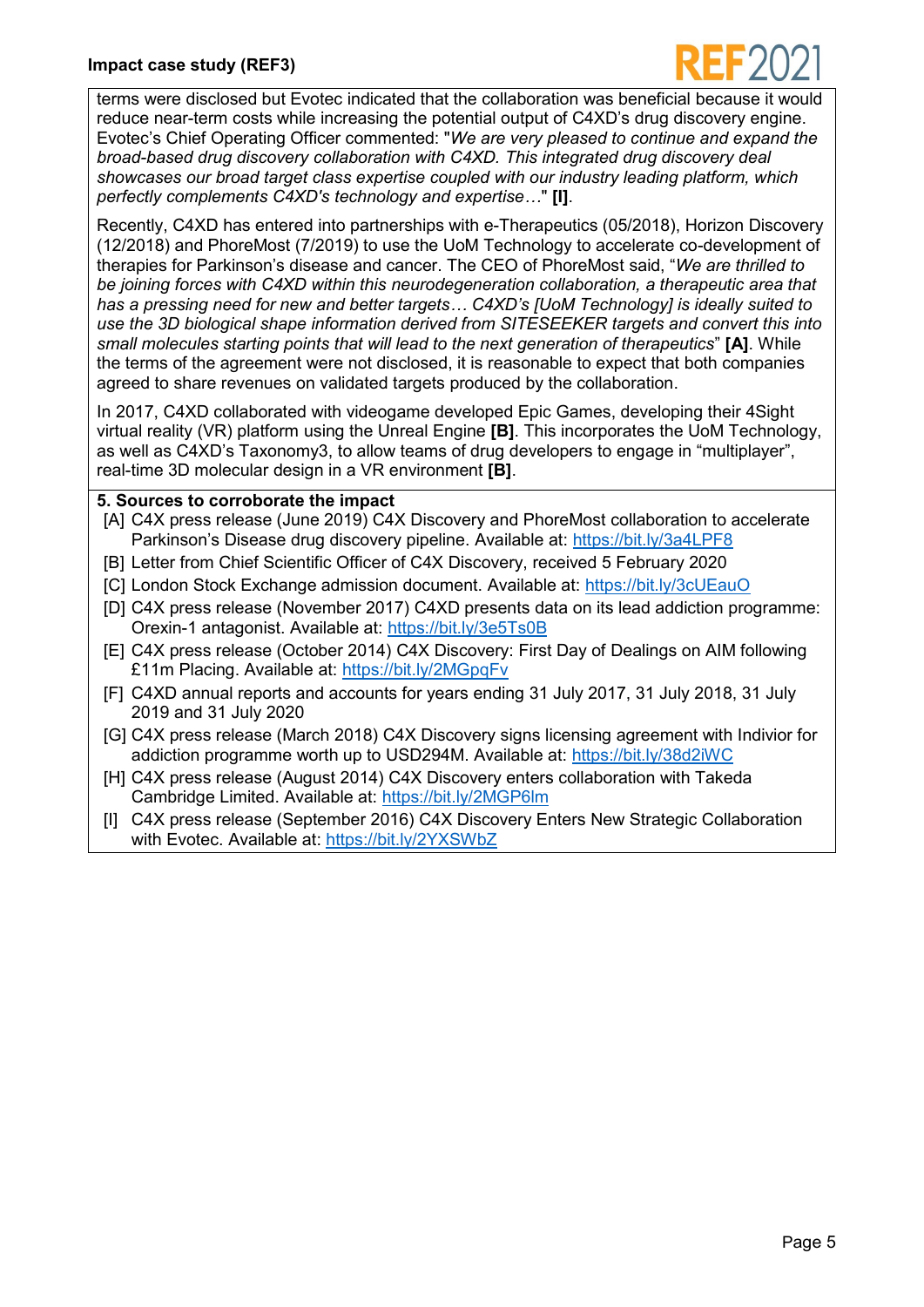terms were disclosed but Evotec indicated that the collaboration was beneficial because it would reduce near-term costs while increasing the potential output of C4XD's drug discovery engine. Evotec's Chief Operating Officer commented: "*We are very pleased to continue and expand the broad-based drug discovery collaboration with C4XD. This integrated drug discovery deal showcases our broad target class expertise coupled with our industry leading platform, which perfectly complements C4XD's technology and expertise…*" **[I]**.

Recently, C4XD has entered into partnerships with e-Therapeutics (05/2018), Horizon Discovery (12/2018) and PhoreMost (7/2019) to use the UoM Technology to accelerate co-development of therapies for Parkinson's disease and cancer. The CEO of PhoreMost said, "*We are thrilled to be joining forces with C4XD within this neurodegeneration collaboration, a therapeutic area that has a pressing need for new and better targets… C4XD's [UoM Technology] is ideally suited to use the 3D biological shape information derived from SITESEEKER targets and convert this into small molecules starting points that will lead to the next generation of therapeutics*" **[A]**. While the terms of the agreement were not disclosed, it is reasonable to expect that both companies agreed to share revenues on validated targets produced by the collaboration.

In 2017, C4XD collaborated with videogame developed Epic Games, developing their 4Sight virtual reality (VR) platform using the Unreal Engine **[B]**. This incorporates the UoM Technology, as well as C4XD's Taxonomy3, to allow teams of drug developers to engage in "multiplayer", real-time 3D molecular design in a VR environment **[B]**.

**5. Sources to corroborate the impact**

- [A] C4X press release (June 2019) C4X Discovery and PhoreMost collaboration to accelerate Parkinson's Disease drug discovery pipeline. Available at: https://bit.ly/3a4LPF8
- [B] Letter from Chief Scientific Officer of C4X Discovery, received 5 February 2020
- [C] London Stock Exchange admission document. Available at: https://bit.ly/3cUEauO
- [D] C4X press release (November 2017) C4XD presents data on its lead addiction programme: Orexin-1 antagonist. Available at: https://bit.ly/3e5Ts0B
- [E] C4X press release (October 2014) C4X Discovery: First Day of Dealings on AIM following £11m Placing. Available at: https://bit.ly/2MGpqFv
- [F] C4XD annual reports and accounts for years ending 31 July 2017, 31 July 2018, 31 July 2019 and 31 July 2020
- [G] C4X press release (March 2018) C4X Discovery signs licensing agreement with Indivior for addiction programme worth up to USD294M. Available at: https://bit.ly/38d2iWC
- [H] C4X press release (August 2014) C4X Discovery enters collaboration with Takeda Cambridge Limited. Available at: https://bit.ly/2MGP6lm
- [I] C4X press release (September 2016) C4X Discovery Enters New Strategic Collaboration with Evotec. Available at: https://bit.ly/2YXSWbZ